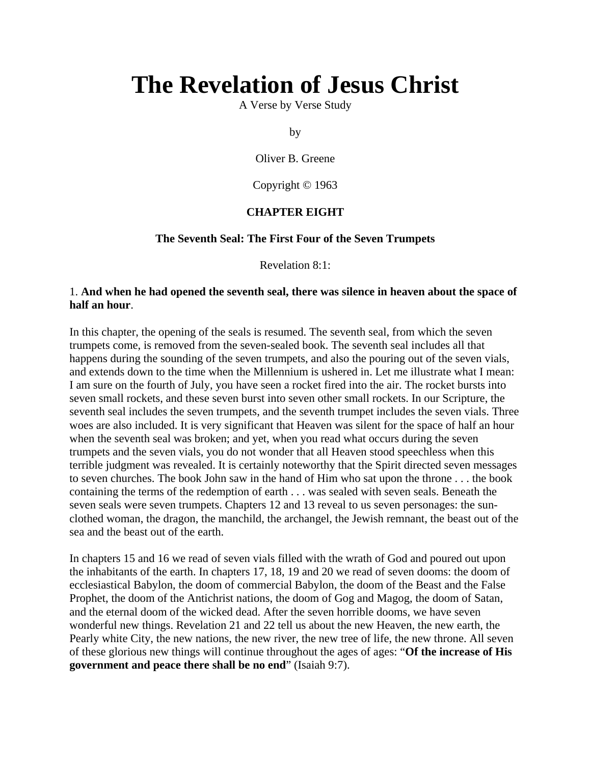# The Revelation of Jesus Christ

A Verse by Verse Study

by

Oliver B. Greene

Copyright © 1963

### CHAPTER EIGHT

### The Seventh Seal: The First Four of the Seven Trumpets

Revelation 8:1:

1. **And when he had opened the seventh seal, there was silence in heaven about the space of half an hour**.

In this chapter, the opening of the seals is resumed. The seventh seal, from which the seven trumpets come, is removed from the seven-sealed book. The seventh seal includes all that happens during the sounding of the seven trumpets, and also the pouring out of the seven vials, and extends down to the time when the Millennium is ushered in. Let me illustrate what I mean: I am sure on the fourth of July, you have seen a rocket fired into the air. The rocket bursts into seven small rockets, and these seven burst into seven other small rockets. In our Scripture, the seventh seal includes the seven trumpets, and the seventh trumpet includes the seven vials. Three woes are also included. It is very significant that Heaven was silent for the space of half an hour when the seventh seal was broken; and yet, when you read what occurs during the seven trumpets and the seven vials, you do not wonder that all Heaven stood speechless when this terrible judgment was revealed. It is certainly noteworthy that the Spirit directed seven messages to seven churches. The book John saw in the hand of Him who sat upon the throne . . . the book containing the terms of the redemption of earth . . . was sealed with seven seals. Beneath the seven seals were seven trumpets. Chapters 12 and 13 reveal to us seven personages: the sun-clothed woman, the dragon, the manchild, the archangel, the Jewish remnant, the beast out of the sea and the beast out of the earth.

In chapters 15 and 16 we read of seven vials filled with the wrath of God and poured out upon the inhabitants of the earth. In chapters 17, 18, 19 and 20 we read of seven dooms: the doom of ecclesiastical Babylon, the doom of commercial Babylon, the doom of the Beast and the False Prophet, the doom of the Antichrist nations, the doom of Gog and Magog, the doom of Satan, and the eternal doom of the wicked dead. After the seven horrible dooms, we have seven wonderful new things. Revelation 21 and 22 tell us about the new Heaven, the new earth, the Pearly white City, the new nations, the new river, the new tree of life, the new throne. All seven of these glorious new things will continue throughout the ages of ages: "**Of the increase of His government and peace there shall be no end**" (Isaiah 9:7).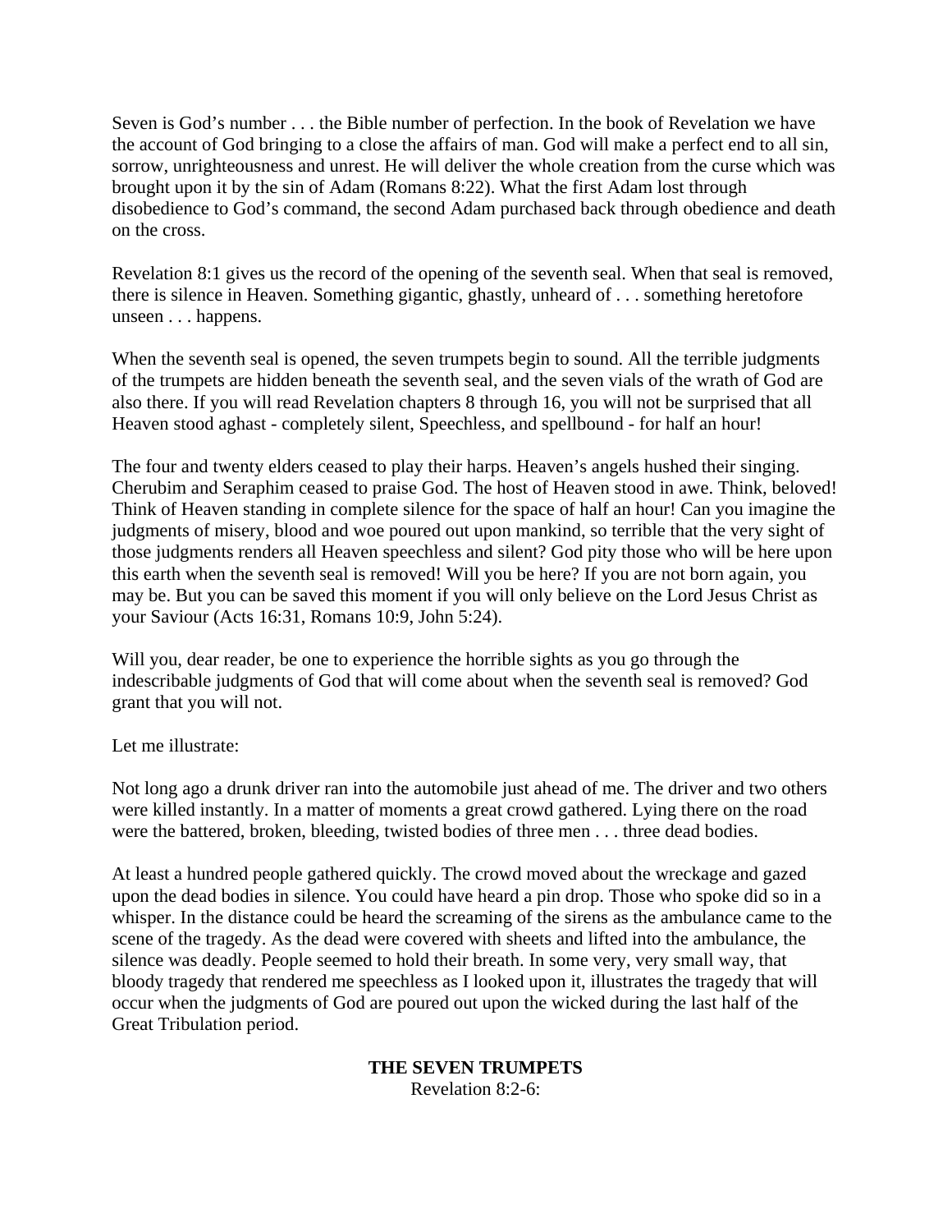Seven is God's number . . . the Bible number of perfection. In the book of Revelation we have the account of God bringing to a close the affairs of man. God will make a perfect end to all sin, sorrow, unrighteousness and unrest. He will deliver the whole creation from the curse which was brought upon it by the sin of Adam (Romans 8:22). What the first Adam lost through disobedience to God's command, the second Adam purchased back through obedience and death on the cross.

Revelation 8:1 gives us the record of the opening of the seventh seal. When that seal is removed, there is silence in Heaven. Something gigantic, ghastly, unheard of . . . something heretofore unseen . . . happens.

When the seventh seal is opened, the seven trumpets begin to sound. All the terrible judgments of the trumpets are hidden beneath the seventh seal, and the seven vials of the wrath of God are also there. If you will read Revelation chapters 8 through 16, you will not be surprised that all Heaven stood aghast - completely silent, Speechless, and spellbound - for half an hour!

The four and twenty elders ceased to play their harps. Heaven's angels hushed their singing. Cherubim and Seraphim ceased to praise God. The host of Heaven stood in awe. Think, beloved! Think of Heaven standing in complete silence for the space of half an hour! Can you imagine the judgments of misery, blood and woe poured out upon mankind, so terrible that the very sight of those judgments renders all Heaven speechless and silent? God pity those who will be here upon this earth when the seventh seal is removed! Will you be here? If you are not born again, you may be. But you can be saved this moment if you will only believe on the Lord Jesus Christ as your Saviour (Acts 16:31, Romans 10:9, John 5:24).

Will you, dear reader, be one to experience the horrible sights as you go through the indescribable judgments of God that will come about when the seventh seal is removed? God grant that you will not.

Let me illustrate:

Not long ago a drunk driver ran into the automobile just ahead of me. The driver and two others were killed instantly. In a matter of moments a great crowd gathered. Lying there on the road were the battered, broken, bleeding, twisted bodies of three men . . . three dead bodies.

At least a hundred people gathered quickly. The crowd moved about the wreckage and gazed upon the dead bodies in silence. You could have heard a pin drop. Those who spoke did so in a whisper. In the distance could be heard the screaming of the sirens as the ambulance came to the scene of the tragedy. As the dead were covered with sheets and lifted into the ambulance, the silence was deadly. People seemed to hold their breath. In some very, very small way, that bloody tragedy that rendered me speechless as I looked upon it, illustrates the tragedy that will occur when the judgments of God are poured out upon the wicked during the last half of the Great Tribulation period.

## THE SEVEN TRUMPETS

Revelation 8:2-6: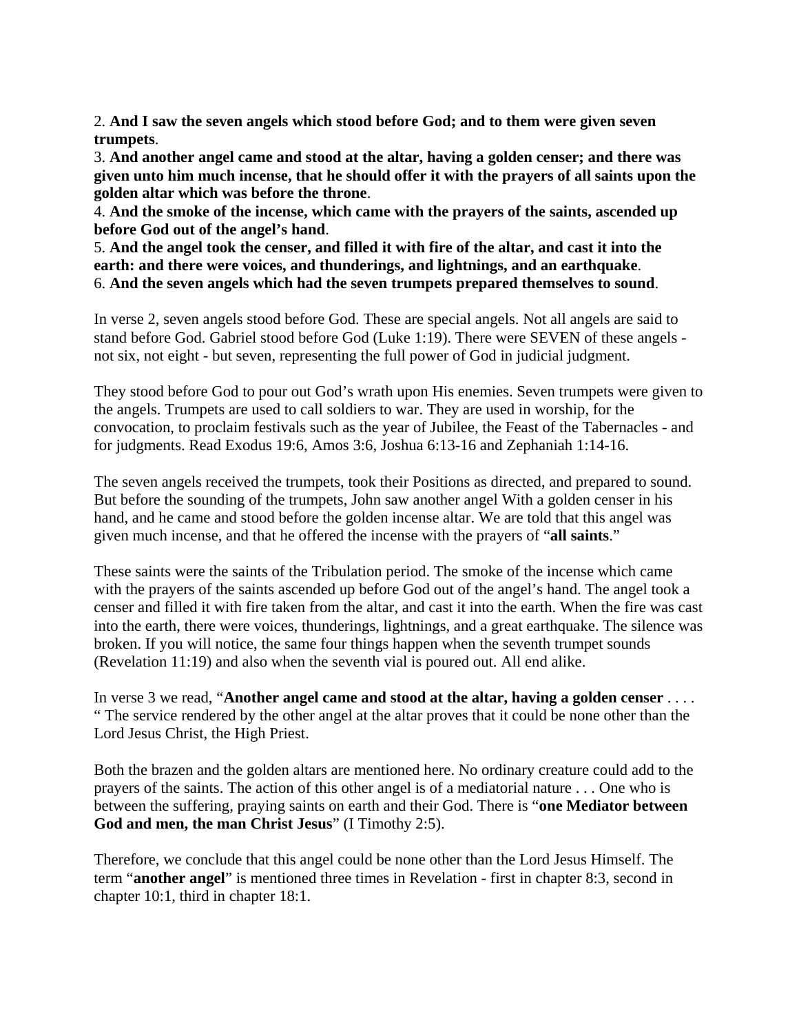2. **And I saw the seven angels which stood before God; and to them were given seven trumpets**.
3. **And another angel came and stood at the altar, having a golden censer; and there was given unto him much incense, that he should offer it with the prayers of all saints upon the golden altar which was before the throne**.
4. **And the smoke of the incense, which came with the prayers of the saints, ascended up before God out of the angel's hand**.
5. **And the angel took the censer, and filled it with fire of the altar, and cast it into the earth: and there were voices, and thunderings, and lightnings, and an earthquake**.
6. **And the seven angels which had the seven trumpets prepared themselves to sound**.

In verse 2, seven angels stood before God. These are special angels. Not all angels are said to stand before God. Gabriel stood before God (Luke 1:19). There were SEVEN of these angels - not six, not eight - but seven, representing the full power of God in judicial judgment.

They stood before God to pour out God's wrath upon His enemies. Seven trumpets were given to the angels. Trumpets are used to call soldiers to war. They are used in worship, for the convocation, to proclaim festivals such as the year of Jubilee, the Feast of the Tabernacles - and for judgments. Read Exodus 19:6, Amos 3:6, Joshua 6:13-16 and Zephaniah 1:14-16.

The seven angels received the trumpets, took their Positions as directed, and prepared to sound. But before the sounding of the trumpets, John saw another angel With a golden censer in his hand, and he came and stood before the golden incense altar. We are told that this angel was given much incense, and that he offered the incense with the prayers of "**all saints**."

These saints were the saints of the Tribulation period. The smoke of the incense which came with the prayers of the saints ascended up before God out of the angel's hand. The angel took a censer and filled it with fire taken from the altar, and cast it into the earth. When the fire was cast into the earth, there were voices, thunderings, lightnings, and a great earthquake. The silence was broken. If you will notice, the same four things happen when the seventh trumpet sounds (Revelation 11:19) and also when the seventh vial is poured out. All end alike.

In verse 3 we read, "**Another angel came and stood at the altar, having a golden censer** . . . . " The service rendered by the other angel at the altar proves that it could be none other than the Lord Jesus Christ, the High Priest.

Both the brazen and the golden altars are mentioned here. No ordinary creature could add to the prayers of the saints. The action of this other angel is of a mediatorial nature . . . One who is between the suffering, praying saints on earth and their God. There is "**one Mediator between God and men, the man Christ Jesus**" (I Timothy 2:5).

Therefore, we conclude that this angel could be none other than the Lord Jesus Himself. The term "**another angel**" is mentioned three times in Revelation - first in chapter 8:3, second in chapter 10:1, third in chapter 18:1.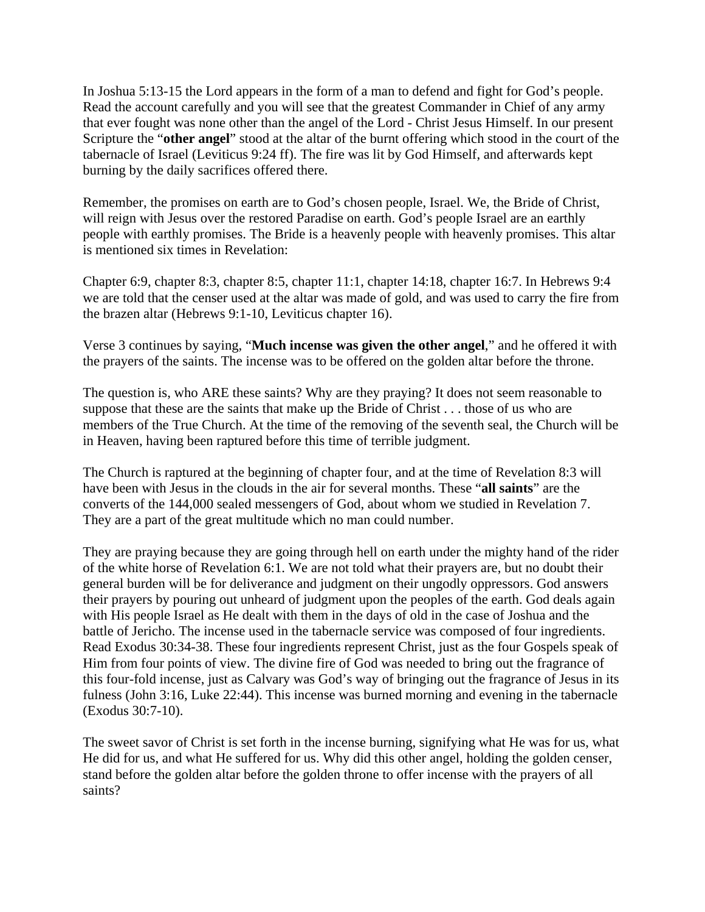In Joshua 5:13-15 the Lord appears in the form of a man to defend and fight for God's people. Read the account carefully and you will see that the greatest Commander in Chief of any army that ever fought was none other than the angel of the Lord - Christ Jesus Himself. In our present Scripture the "**other angel**" stood at the altar of the burnt offering which stood in the court of the tabernacle of Israel (Leviticus 9:24 ff). The fire was lit by God Himself, and afterwards kept burning by the daily sacrifices offered there.

Remember, the promises on earth are to God's chosen people, Israel. We, the Bride of Christ, will reign with Jesus over the restored Paradise on earth. God's people Israel are an earthly people with earthly promises. The Bride is a heavenly people with heavenly promises. This altar is mentioned six times in Revelation:

Chapter 6:9, chapter 8:3, chapter 8:5, chapter 11:1, chapter 14:18, chapter 16:7. In Hebrews 9:4 we are told that the censer used at the altar was made of gold, and was used to carry the fire from the brazen altar (Hebrews 9:1-10, Leviticus chapter 16).

Verse 3 continues by saying, "**Much incense was given the other angel**," and he offered it with the prayers of the saints. The incense was to be offered on the golden altar before the throne.

The question is, who ARE these saints? Why are they praying? It does not seem reasonable to suppose that these are the saints that make up the Bride of Christ . . . those of us who are members of the True Church. At the time of the removing of the seventh seal, the Church will be in Heaven, having been raptured before this time of terrible judgment.

The Church is raptured at the beginning of chapter four, and at the time of Revelation 8:3 will have been with Jesus in the clouds in the air for several months. These "**all saints**" are the converts of the 144,000 sealed messengers of God, about whom we studied in Revelation 7. They are a part of the great multitude which no man could number.

They are praying because they are going through hell on earth under the mighty hand of the rider of the white horse of Revelation 6:1. We are not told what their prayers are, but no doubt their general burden will be for deliverance and judgment on their ungodly oppressors. God answers their prayers by pouring out unheard of judgment upon the peoples of the earth. God deals again with His people Israel as He dealt with them in the days of old in the case of Joshua and the battle of Jericho. The incense used in the tabernacle service was composed of four ingredients. Read Exodus 30:34-38. These four ingredients represent Christ, just as the four Gospels speak of Him from four points of view. The divine fire of God was needed to bring out the fragrance of this four-fold incense, just as Calvary was God's way of bringing out the fragrance of Jesus in its fulness (John 3:16, Luke 22:44). This incense was burned morning and evening in the tabernacle (Exodus 30:7-10).

The sweet savor of Christ is set forth in the incense burning, signifying what He was for us, what He did for us, and what He suffered for us. Why did this other angel, holding the golden censer, stand before the golden altar before the golden throne to offer incense with the prayers of all saints?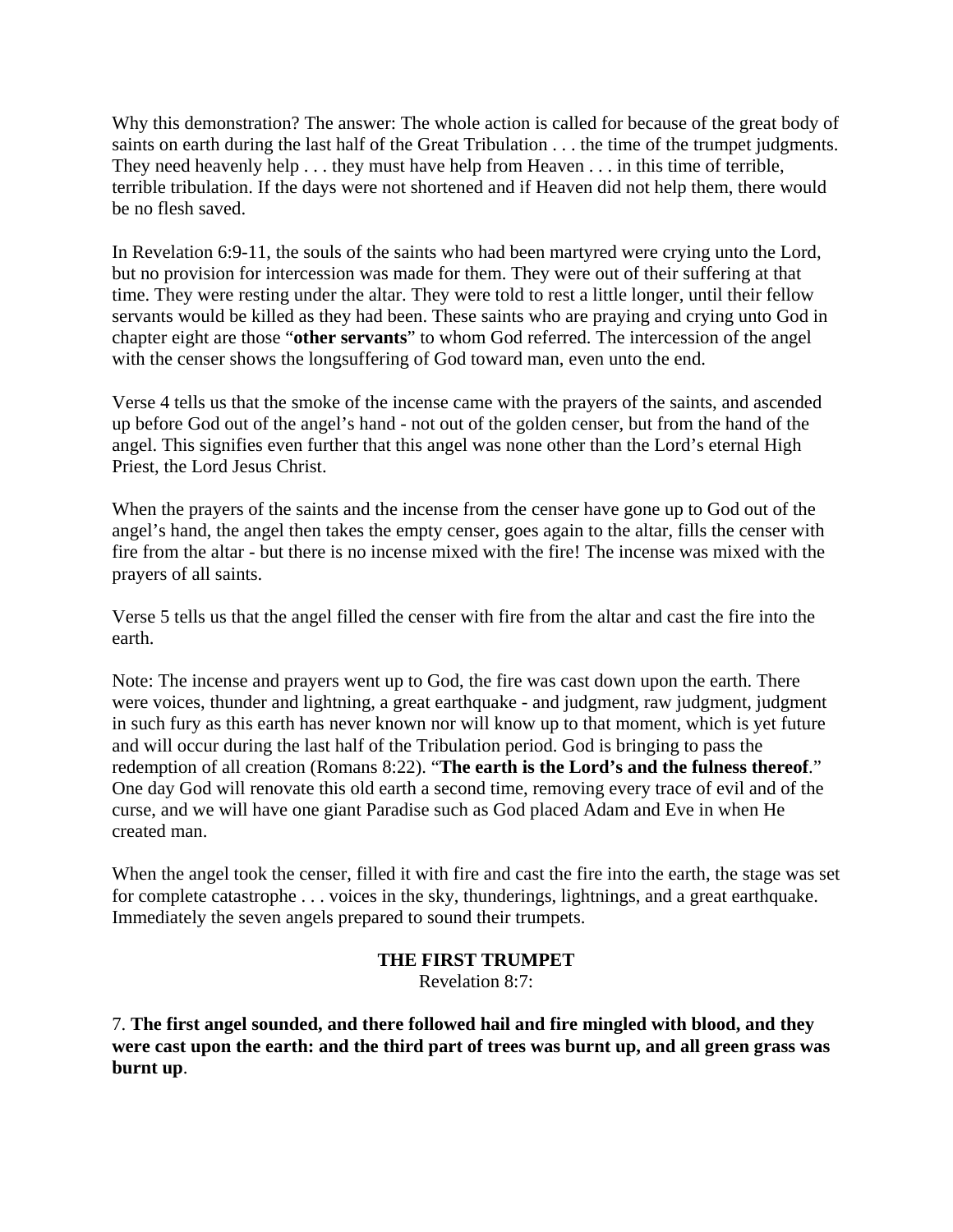Why this demonstration? The answer: The whole action is called for because of the great body of saints on earth during the last half of the Great Tribulation . . . the time of the trumpet judgments. They need heavenly help . . . they must have help from Heaven . . . in this time of terrible, terrible tribulation. If the days were not shortened and if Heaven did not help them, there would be no flesh saved.

In Revelation 6:9-11, the souls of the saints who had been martyred were crying unto the Lord, but no provision for intercession was made for them. They were out of their suffering at that time. They were resting under the altar. They were told to rest a little longer, until their fellow servants would be killed as they had been. These saints who are praying and crying unto God in chapter eight are those "**other servants**" to whom God referred. The intercession of the angel with the censer shows the longsuffering of God toward man, even unto the end.

Verse 4 tells us that the smoke of the incense came with the prayers of the saints, and ascended up before God out of the angel's hand - not out of the golden censer, but from the hand of the angel. This signifies even further that this angel was none other than the Lord's eternal High Priest, the Lord Jesus Christ.

When the prayers of the saints and the incense from the censer have gone up to God out of the angel's hand, the angel then takes the empty censer, goes again to the altar, fills the censer with fire from the altar - but there is no incense mixed with the fire! The incense was mixed with the prayers of all saints.

Verse 5 tells us that the angel filled the censer with fire from the altar and cast the fire into the earth.

Note: The incense and prayers went up to God, the fire was cast down upon the earth. There were voices, thunder and lightning, a great earthquake - and judgment, raw judgment, judgment in such fury as this earth has never known nor will know up to that moment, which is yet future and will occur during the last half of the Tribulation period. God is bringing to pass the redemption of all creation (Romans 8:22). "**The earth is the Lord's and the fulness thereof**." One day God will renovate this old earth a second time, removing every trace of evil and of the curse, and we will have one giant Paradise such as God placed Adam and Eve in when He created man.

When the angel took the censer, filled it with fire and cast the fire into the earth, the stage was set for complete catastrophe . . . voices in the sky, thunderings, lightnings, and a great earthquake. Immediately the seven angels prepared to sound their trumpets.

**THE FIRST TRUMPET**

Revelation 8:7:

7. **The first angel sounded, and there followed hail and fire mingled with blood, and they were cast upon the earth: and the third part of trees was burnt up, and all green grass was burnt up**.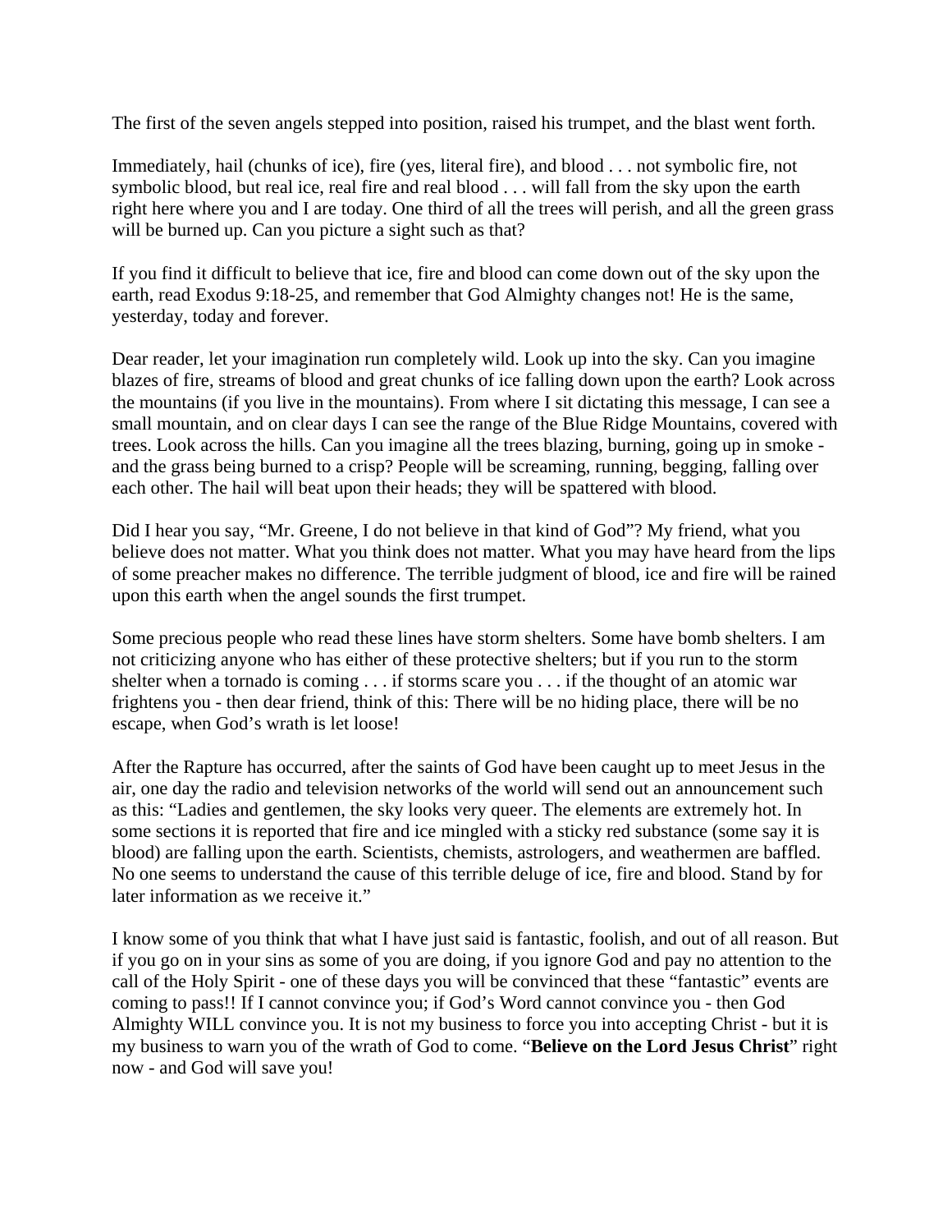The first of the seven angels stepped into position, raised his trumpet, and the blast went forth.

Immediately, hail (chunks of ice), fire (yes, literal fire), and blood . . . not symbolic fire, not symbolic blood, but real ice, real fire and real blood . . . will fall from the sky upon the earth right here where you and I are today. One third of all the trees will perish, and all the green grass will be burned up. Can you picture a sight such as that?

If you find it difficult to believe that ice, fire and blood can come down out of the sky upon the earth, read Exodus 9:18-25, and remember that God Almighty changes not! He is the same, yesterday, today and forever.

Dear reader, let your imagination run completely wild. Look up into the sky. Can you imagine blazes of fire, streams of blood and great chunks of ice falling down upon the earth? Look across the mountains (if you live in the mountains). From where I sit dictating this message, I can see a small mountain, and on clear days I can see the range of the Blue Ridge Mountains, covered with trees. Look across the hills. Can you imagine all the trees blazing, burning, going up in smoke - and the grass being burned to a crisp? People will be screaming, running, begging, falling over each other. The hail will beat upon their heads; they will be spattered with blood.

Did I hear you say, "Mr. Greene, I do not believe in that kind of God"? My friend, what you believe does not matter. What you think does not matter. What you may have heard from the lips of some preacher makes no difference. The terrible judgment of blood, ice and fire will be rained upon this earth when the angel sounds the first trumpet.

Some precious people who read these lines have storm shelters. Some have bomb shelters. I am not criticizing anyone who has either of these protective shelters; but if you run to the storm shelter when a tornado is coming . . . if storms scare you . . . if the thought of an atomic war frightens you - then dear friend, think of this: There will be no hiding place, there will be no escape, when God's wrath is let loose!

After the Rapture has occurred, after the saints of God have been caught up to meet Jesus in the air, one day the radio and television networks of the world will send out an announcement such as this: "Ladies and gentlemen, the sky looks very queer. The elements are extremely hot. In some sections it is reported that fire and ice mingled with a sticky red substance (some say it is blood) are falling upon the earth. Scientists, chemists, astrologers, and weathermen are baffled. No one seems to understand the cause of this terrible deluge of ice, fire and blood. Stand by for later information as we receive it."

I know some of you think that what I have just said is fantastic, foolish, and out of all reason. But if you go on in your sins as some of you are doing, if you ignore God and pay no attention to the call of the Holy Spirit - one of these days you will be convinced that these "fantastic" events are coming to pass!! If I cannot convince you; if God's Word cannot convince you - then God Almighty WILL convince you. It is not my business to force you into accepting Christ - but it is my business to warn you of the wrath of God to come. "**Believe on the Lord Jesus Christ**" right now - and God will save you!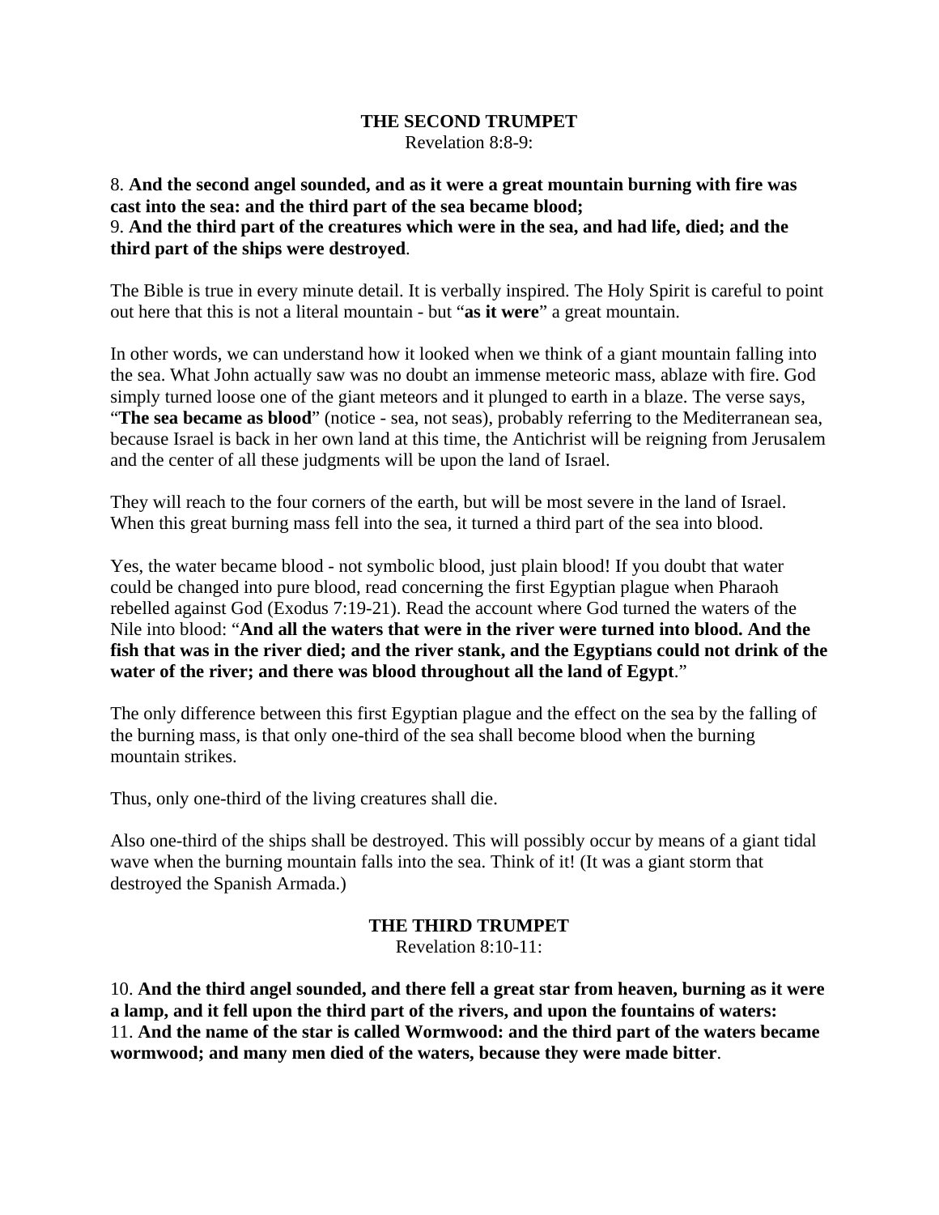## THE SECOND TRUMPET

Revelation 8:8-9:

8. **And the second angel sounded, and as it were a great mountain burning with fire was cast into the sea: and the third part of the sea became blood;**
9. **And the third part of the creatures which were in the sea, and had life, died; and the third part of the ships were destroyed**.

The Bible is true in every minute detail. It is verbally inspired. The Holy Spirit is careful to point out here that this is not a literal mountain - but "**as it were**" a great mountain.

In other words, we can understand how it looked when we think of a giant mountain falling into the sea. What John actually saw was no doubt an immense meteoric mass, ablaze with fire. God simply turned loose one of the giant meteors and it plunged to earth in a blaze. The verse says, "**The sea became as blood**" (notice - sea, not seas), probably referring to the Mediterranean sea, because Israel is back in her own land at this time, the Antichrist will be reigning from Jerusalem and the center of all these judgments will be upon the land of Israel.

They will reach to the four corners of the earth, but will be most severe in the land of Israel. When this great burning mass fell into the sea, it turned a third part of the sea into blood.

Yes, the water became blood - not symbolic blood, just plain blood! If you doubt that water could be changed into pure blood, read concerning the first Egyptian plague when Pharaoh rebelled against God (Exodus 7:19-21). Read the account where God turned the waters of the Nile into blood: "**And all the waters that were in the river were turned into blood. And the fish that was in the river died; and the river stank, and the Egyptians could not drink of the water of the river; and there was blood throughout all the land of Egypt**."

The only difference between this first Egyptian plague and the effect on the sea by the falling of the burning mass, is that only one-third of the sea shall become blood when the burning mountain strikes.

Thus, only one-third of the living creatures shall die.

Also one-third of the ships shall be destroyed. This will possibly occur by means of a giant tidal wave when the burning mountain falls into the sea. Think of it! (It was a giant storm that destroyed the Spanish Armada.)

## THE THIRD TRUMPET

Revelation 8:10-11:

10. **And the third angel sounded, and there fell a great star from heaven, burning as it were a lamp, and it fell upon the third part of the rivers, and upon the fountains of waters:**
11. **And the name of the star is called Wormwood: and the third part of the waters became wormwood; and many men died of the waters, because they were made bitter**.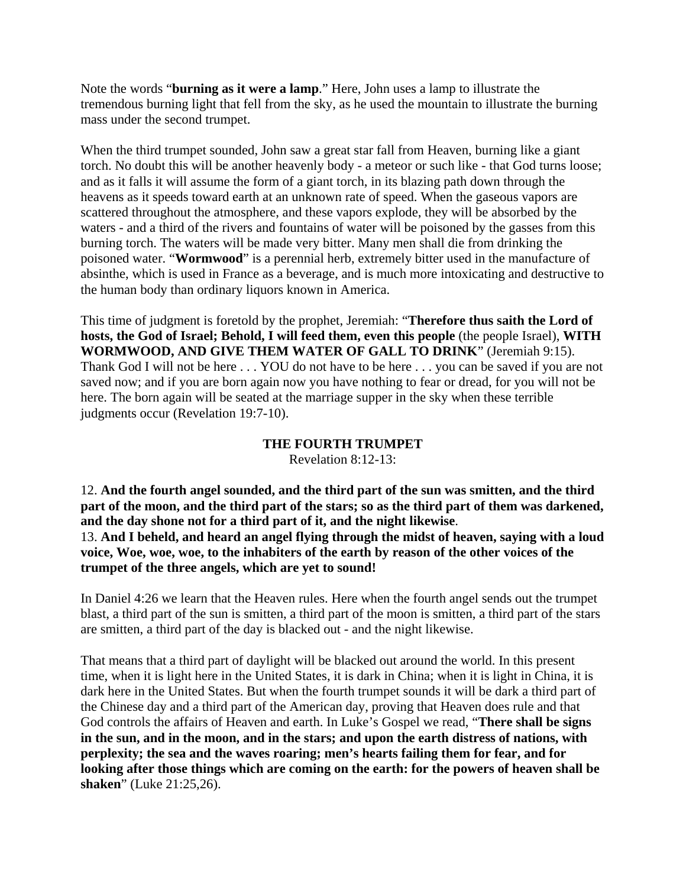Note the words "**burning as it were a lamp**." Here, John uses a lamp to illustrate the tremendous burning light that fell from the sky, as he used the mountain to illustrate the burning mass under the second trumpet.

When the third trumpet sounded, John saw a great star fall from Heaven, burning like a giant torch. No doubt this will be another heavenly body - a meteor or such like - that God turns loose; and as it falls it will assume the form of a giant torch, in its blazing path down through the heavens as it speeds toward earth at an unknown rate of speed. When the gaseous vapors are scattered throughout the atmosphere, and these vapors explode, they will be absorbed by the waters - and a third of the rivers and fountains of water will be poisoned by the gasses from this burning torch. The waters will be made very bitter. Many men shall die from drinking the poisoned water. "**Wormwood**" is a perennial herb, extremely bitter used in the manufacture of absinthe, which is used in France as a beverage, and is much more intoxicating and destructive to the human body than ordinary liquors known in America.

This time of judgment is foretold by the prophet, Jeremiah: "**Therefore thus saith the Lord of hosts, the God of Israel; Behold, I will feed them, even this people** (the people Israel), **WITH WORMWOOD, AND GIVE THEM WATER OF GALL TO DRINK**" (Jeremiah 9:15). Thank God I will not be here . . . YOU do not have to be here . . . you can be saved if you are not saved now; and if you are born again now you have nothing to fear or dread, for you will not be here. The born again will be seated at the marriage supper in the sky when these terrible judgments occur (Revelation 19:7-10).

### THE FOURTH TRUMPET

Revelation 8:12-13:

12. **And the fourth angel sounded, and the third part of the sun was smitten, and the third part of the moon, and the third part of the stars; so as the third part of them was darkened, and the day shone not for a third part of it, and the night likewise**.
13. **And I beheld, and heard an angel flying through the midst of heaven, saying with a loud voice, Woe, woe, woe, to the inhabiters of the earth by reason of the other voices of the trumpet of the three angels, which are yet to sound!**

In Daniel 4:26 we learn that the Heaven rules. Here when the fourth angel sends out the trumpet blast, a third part of the sun is smitten, a third part of the moon is smitten, a third part of the stars are smitten, a third part of the day is blacked out - and the night likewise.

That means that a third part of daylight will be blacked out around the world. In this present time, when it is light here in the United States, it is dark in China; when it is light in China, it is dark here in the United States. But when the fourth trumpet sounds it will be dark a third part of the Chinese day and a third part of the American day, proving that Heaven does rule and that God controls the affairs of Heaven and earth. In Luke's Gospel we read, "**There shall be signs in the sun, and in the moon, and in the stars; and upon the earth distress of nations, with perplexity; the sea and the waves roaring; men's hearts failing them for fear, and for looking after those things which are coming on the earth: for the powers of heaven shall be shaken**" (Luke 21:25,26).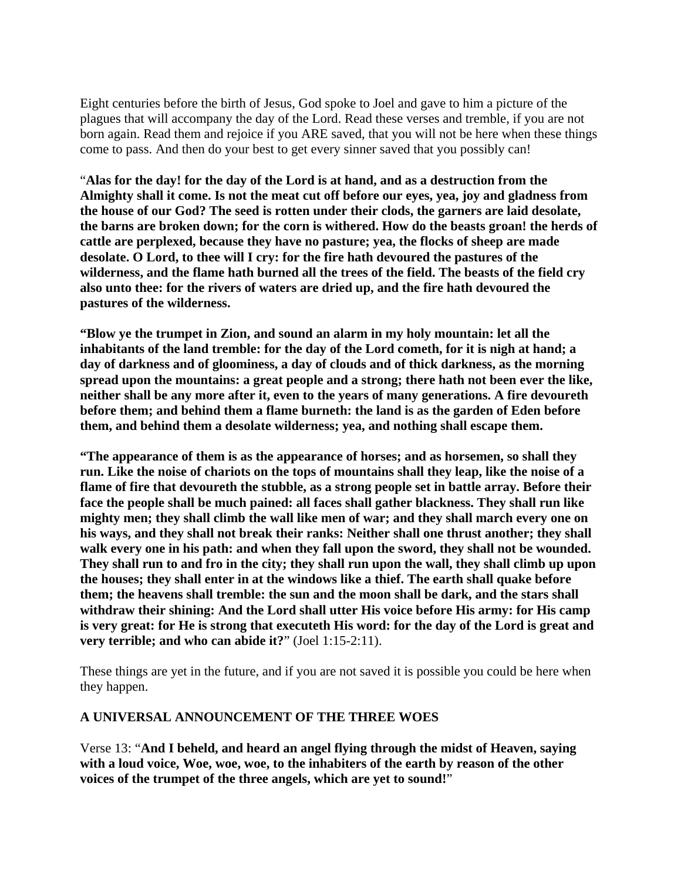Eight centuries before the birth of Jesus, God spoke to Joel and gave to him a picture of the plagues that will accompany the day of the Lord. Read these verses and tremble, if you are not born again. Read them and rejoice if you ARE saved, that you will not be here when these things come to pass. And then do your best to get every sinner saved that you possibly can!

"**Alas for the day! for the day of the Lord is at hand, and as a destruction from the Almighty shall it come. Is not the meat cut off before our eyes, yea, joy and gladness from the house of our God? The seed is rotten under their clods, the garners are laid desolate, the barns are broken down; for the corn is withered. How do the beasts groan! the herds of cattle are perplexed, because they have no pasture; yea, the flocks of sheep are made desolate. O Lord, to thee will I cry: for the fire hath devoured the pastures of the wilderness, and the flame hath burned all the trees of the field. The beasts of the field cry also unto thee: for the rivers of waters are dried up, and the fire hath devoured the pastures of the wilderness.**

**"Blow ye the trumpet in Zion, and sound an alarm in my holy mountain: let all the inhabitants of the land tremble: for the day of the Lord cometh, for it is nigh at hand; a day of darkness and of gloominess, a day of clouds and of thick darkness, as the morning spread upon the mountains: a great people and a strong; there hath not been ever the like, neither shall be any more after it, even to the years of many generations. A fire devoureth before them; and behind them a flame burneth: the land is as the garden of Eden before them, and behind them a desolate wilderness; yea, and nothing shall escape them.**

**"The appearance of them is as the appearance of horses; and as horsemen, so shall they run. Like the noise of chariots on the tops of mountains shall they leap, like the noise of a flame of fire that devoureth the stubble, as a strong people set in battle array. Before their face the people shall be much pained: all faces shall gather blackness. They shall run like mighty men; they shall climb the wall like men of war; and they shall march every one on his ways, and they shall not break their ranks: Neither shall one thrust another; they shall walk every one in his path: and when they fall upon the sword, they shall not be wounded. They shall run to and fro in the city; they shall run upon the wall, they shall climb up upon the houses; they shall enter in at the windows like a thief. The earth shall quake before them; the heavens shall tremble: the sun and the moon shall be dark, and the stars shall withdraw their shining: And the Lord shall utter His voice before His army: for His camp is very great: for He is strong that executeth His word: for the day of the Lord is great and very terrible; and who can abide it?**" (Joel 1:15-2:11).

These things are yet in the future, and if you are not saved it is possible you could be here when they happen.

## A UNIVERSAL ANNOUNCEMENT OF THE THREE WOES

Verse 13: "**And I beheld, and heard an angel flying through the midst of Heaven, saying with a loud voice, Woe, woe, woe, to the inhabiters of the earth by reason of the other voices of the trumpet of the three angels, which are yet to sound!**"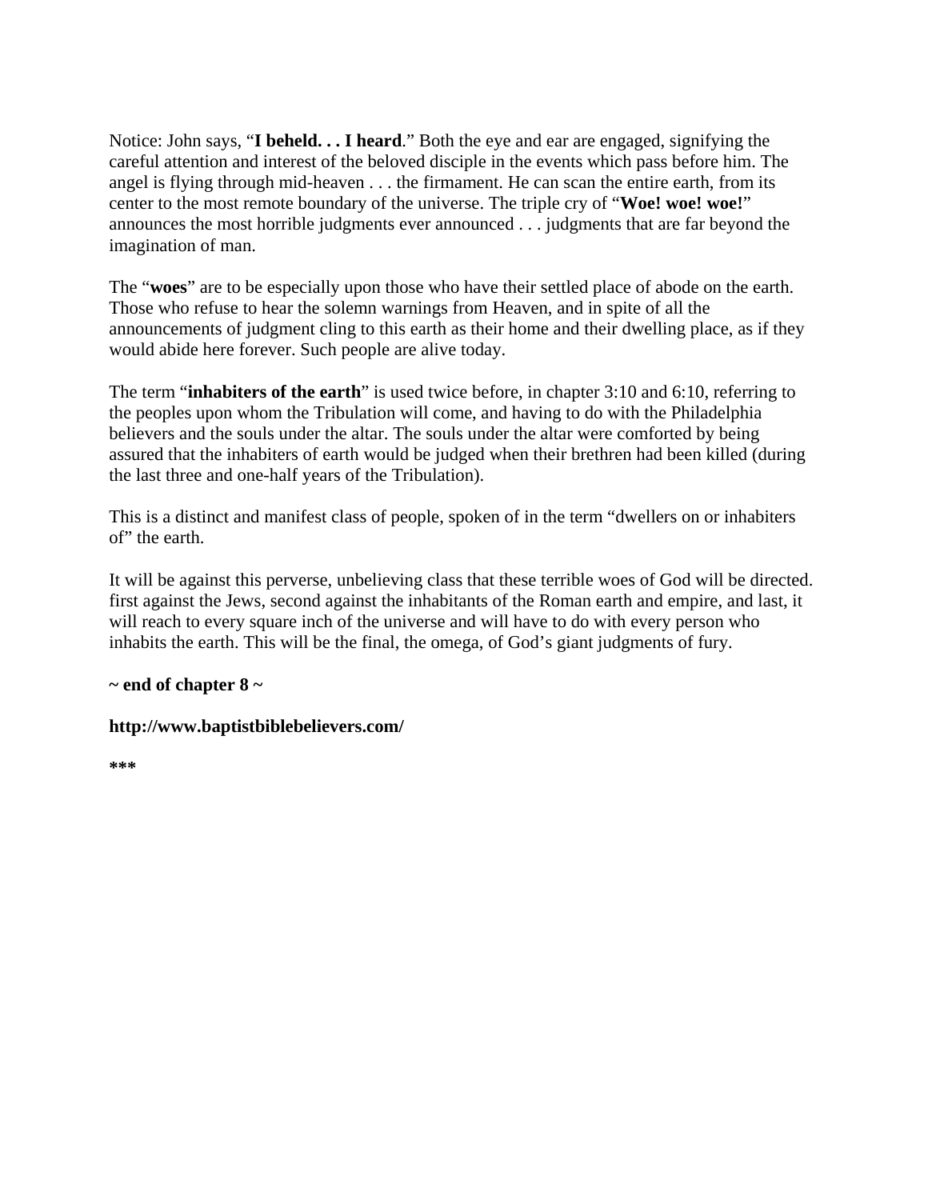Notice: John says, "**I beheld. . . I heard**." Both the eye and ear are engaged, signifying the careful attention and interest of the beloved disciple in the events which pass before him. The angel is flying through mid-heaven . . . the firmament. He can scan the entire earth, from its center to the most remote boundary of the universe. The triple cry of "**Woe! woe! woe!**" announces the most horrible judgments ever announced . . . judgments that are far beyond the imagination of man.

The "**woes**" are to be especially upon those who have their settled place of abode on the earth. Those who refuse to hear the solemn warnings from Heaven, and in spite of all the announcements of judgment cling to this earth as their home and their dwelling place, as if they would abide here forever. Such people are alive today.

The term "**inhabiters of the earth**" is used twice before, in chapter 3:10 and 6:10, referring to the peoples upon whom the Tribulation will come, and having to do with the Philadelphia believers and the souls under the altar. The souls under the altar were comforted by being assured that the inhabiters of earth would be judged when their brethren had been killed (during the last three and one-half years of the Tribulation).

This is a distinct and manifest class of people, spoken of in the term "dwellers on or inhabiters of" the earth.

It will be against this perverse, unbelieving class that these terrible woes of God will be directed. first against the Jews, second against the inhabitants of the Roman earth and empire, and last, it will reach to every square inch of the universe and will have to do with every person who inhabits the earth. This will be the final, the omega, of God's giant judgments of fury.

**~ end of chapter 8 ~**

**http://www.baptistbiblebelievers.com/**

***